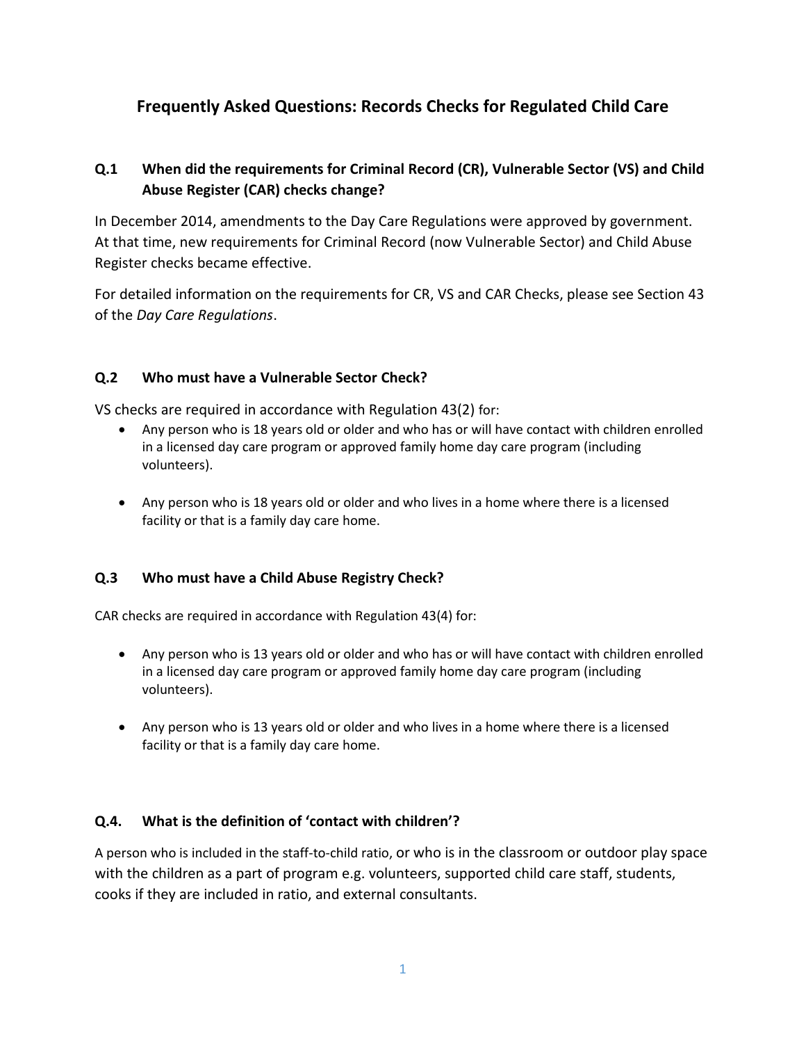# Frequently Asked Questions: Records Checks for Regulated Child Care

### Q.1 When did the requirements for Criminal Record (CR), Vulnerable Sector (VS) and Child Abuse Register (CAR) checks change?

In December 2014, amendments to the Day Care Regulations were approved by government. At that time, new requirements for Criminal Record (now Vulnerable Sector) and Child Abuse Register checks became effective.

For detailed information on the requirements for CR, VS and CAR Checks, please see Section 43 of the *Day Care Regulations*.

### Q.2 Who must have a Vulnerable Sector Check?

VS checks are required in accordance with Regulation 43(2) for:

- Any person who is 18 years old or older and who has or will have contact with children enrolled in a licensed day care program or approved family home day care program (including volunteers).
- Any person who is 18 years old or older and who lives in a home where there is a licensed facility or that is a family day care home.

### Q.3 Who must have a Child Abuse Registry Check?

CAR checks are required in accordance with Regulation 43(4) for:

- Any person who is 13 years old or older and who has or will have contact with children enrolled in a licensed day care program or approved family home day care program (including volunteers).
- Any person who is 13 years old or older and who lives in a home where there is a licensed facility or that is a family day care home.

### Q.4. What is the definition of 'contact with children'?

A person who is included in the staff-to-child ratio, or who is in the classroom or outdoor play space with the children as a part of program e.g. volunteers, supported child care staff, students, cooks if they are included in ratio, and external consultants.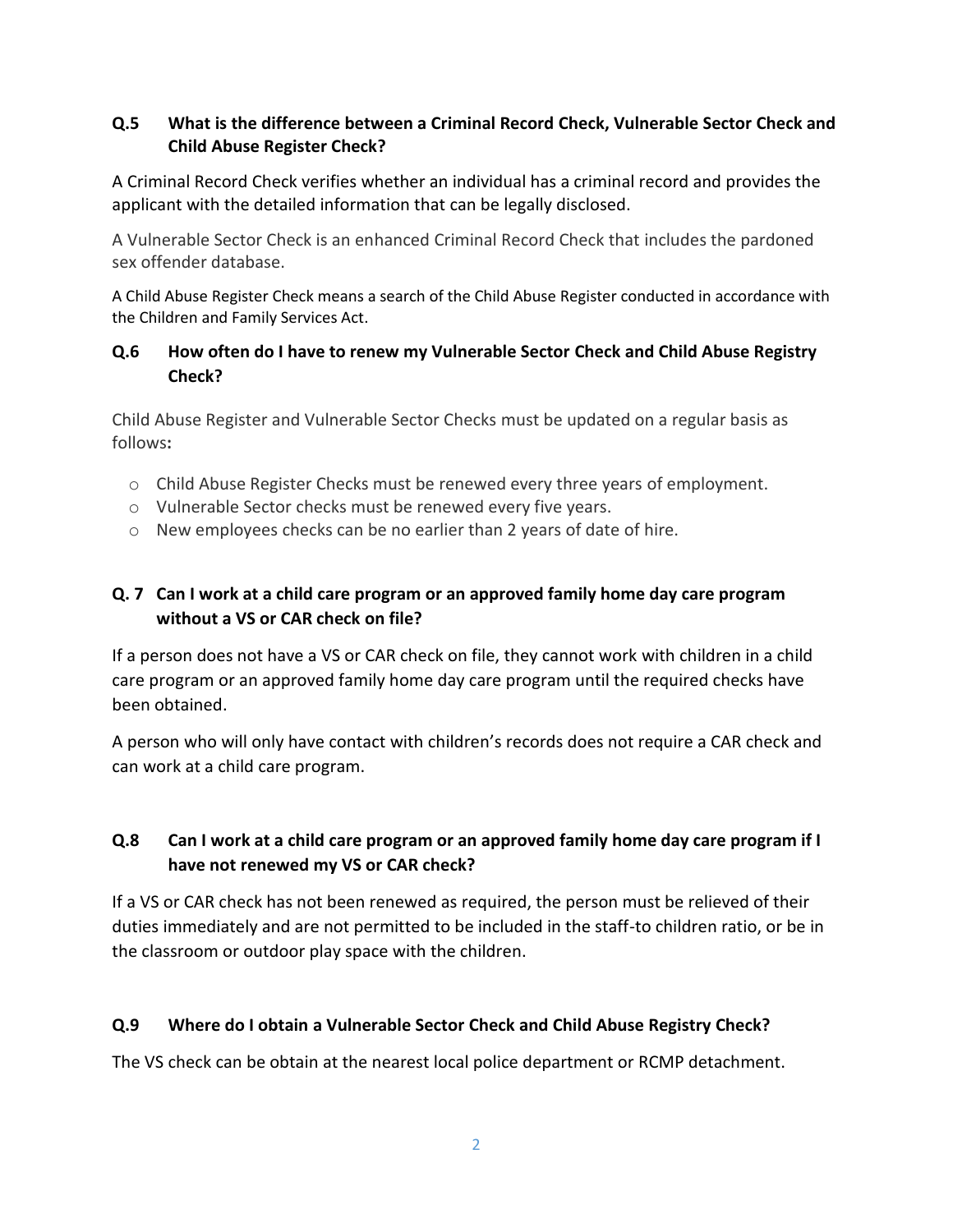### Q.5 What is the difference between a Criminal Record Check, Vulnerable Sector Check and Child Abuse Register Check?

A Criminal Record Check verifies whether an individual has a criminal record and provides the applicant with the detailed information that can be legally disclosed.

A Vulnerable Sector Check is an enhanced Criminal Record Check that includes the pardoned sex offender database.

A Child Abuse Register Check means a search of the Child Abuse Register conducted in accordance with the Children and Family Services Act.

### Q.6 How often do I have to renew my Vulnerable Sector Check and Child Abuse Registry Check?

Child Abuse Register and Vulnerable Sector Checks must be updated on a regular basis as follows**:**

- Child Abuse Register Checks must be renewed every three years of employment.
- Vulnerable Sector checks must be renewed every five years.
- New employees checks can be no earlier than 2 years of date of hire.

### Q. 7 Can I work at a child care program or an approved family home day care program without a VS or CAR check on file?

If a person does not have a VS or CAR check on file, they cannot work with children in a child care program or an approved family home day care program until the required checks have been obtained.

A person who will only have contact with children's records does not require a CAR check and can work at a child care program.

### Q.8 Can I work at a child care program or an approved family home day care program if I have not renewed my VS or CAR check?

If a VS or CAR check has not been renewed as required, the person must be relieved of their duties immediately and are not permitted to be included in the staff-to children ratio, or be in the classroom or outdoor play space with the children.

### Q.9 Where do I obtain a Vulnerable Sector Check and Child Abuse Registry Check?

The VS check can be obtain at the nearest local police department or RCMP detachment.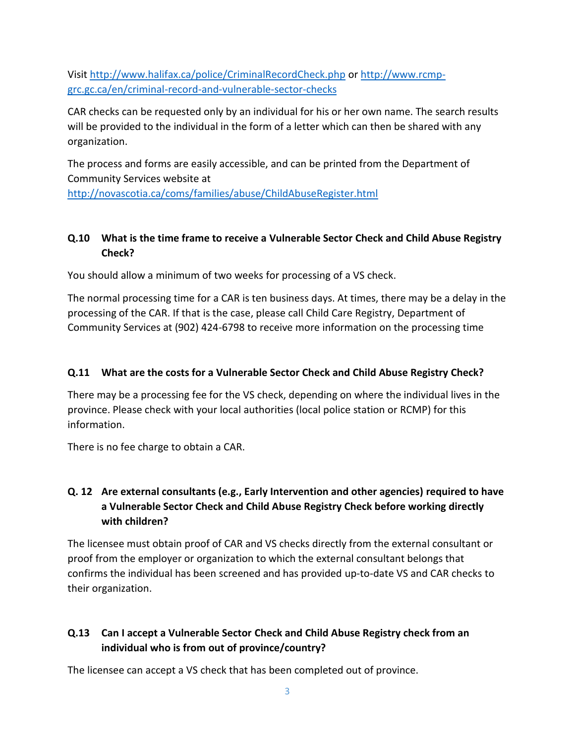Visit [http://www.halifax.ca/police/CriminalRecordCheck.php](http://www.halifax.ca/police/CriminalRecordCheck.php) or [http://www.rcmp-grc.gc.ca/en/criminal-record-and-vulnerable-sector-checks](http://www.rcmp-grc.gc.ca/en/criminal-record-and-vulnerable-sector-checks)

CAR checks can be requested only by an individual for his or her own name. The search results will be provided to the individual in the form of a letter which can then be shared with any organization.

The process and forms are easily accessible, and can be printed from the Department of Community Services website at [http://novascotia.ca/coms/families/abuse/ChildAbuseRegister.html](http://novascotia.ca/coms/families/abuse/ChildAbuseRegister.html)

**Q.10 What is the time frame to receive a Vulnerable Sector Check and Child Abuse Registry Check?**

You should allow a minimum of two weeks for processing of a VS check.

The normal processing time for a CAR is ten business days. At times, there may be a delay in the processing of the CAR. If that is the case, please call Child Care Registry, Department of Community Services at (902) 424-6798 to receive more information on the processing time

**Q.11 What are the costs for a Vulnerable Sector Check and Child Abuse Registry Check?**

There may be a processing fee for the VS check, depending on where the individual lives in the province. Please check with your local authorities (local police station or RCMP) for this information.

There is no fee charge to obtain a CAR.

**Q. 12 Are external consultants (e.g., Early Intervention and other agencies) required to have a Vulnerable Sector Check and Child Abuse Registry Check before working directly with children?**

The licensee must obtain proof of CAR and VS checks directly from the external consultant or proof from the employer or organization to which the external consultant belongs that confirms the individual has been screened and has provided up-to-date VS and CAR checks to their organization.

**Q.13 Can I accept a Vulnerable Sector Check and Child Abuse Registry check from an individual who is from out of province/country?**

The licensee can accept a VS check that has been completed out of province.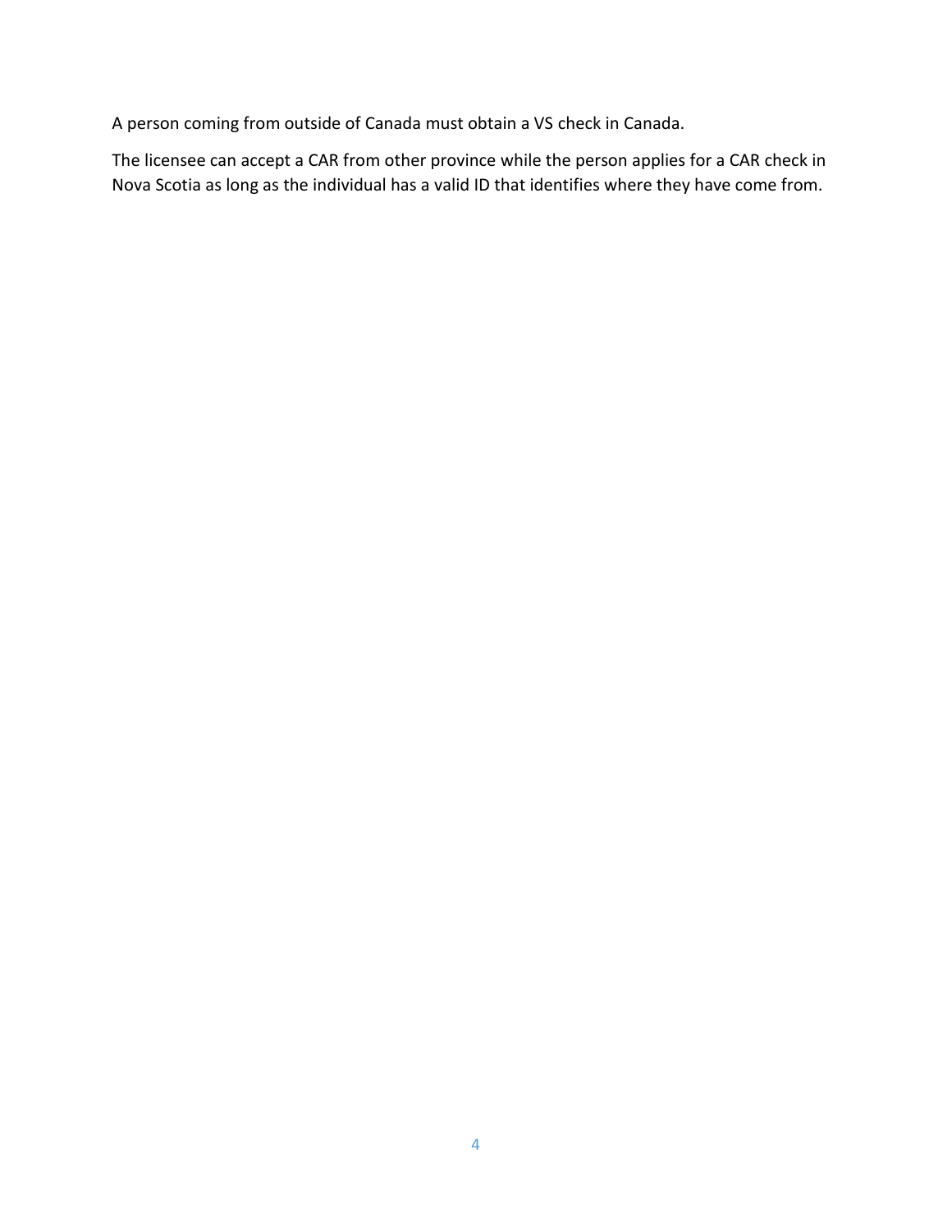A person coming from outside of Canada must obtain a VS check in Canada.

The licensee can accept a CAR from other province while the person applies for a CAR check in Nova Scotia as long as the individual has a valid ID that identifies where they have come from.